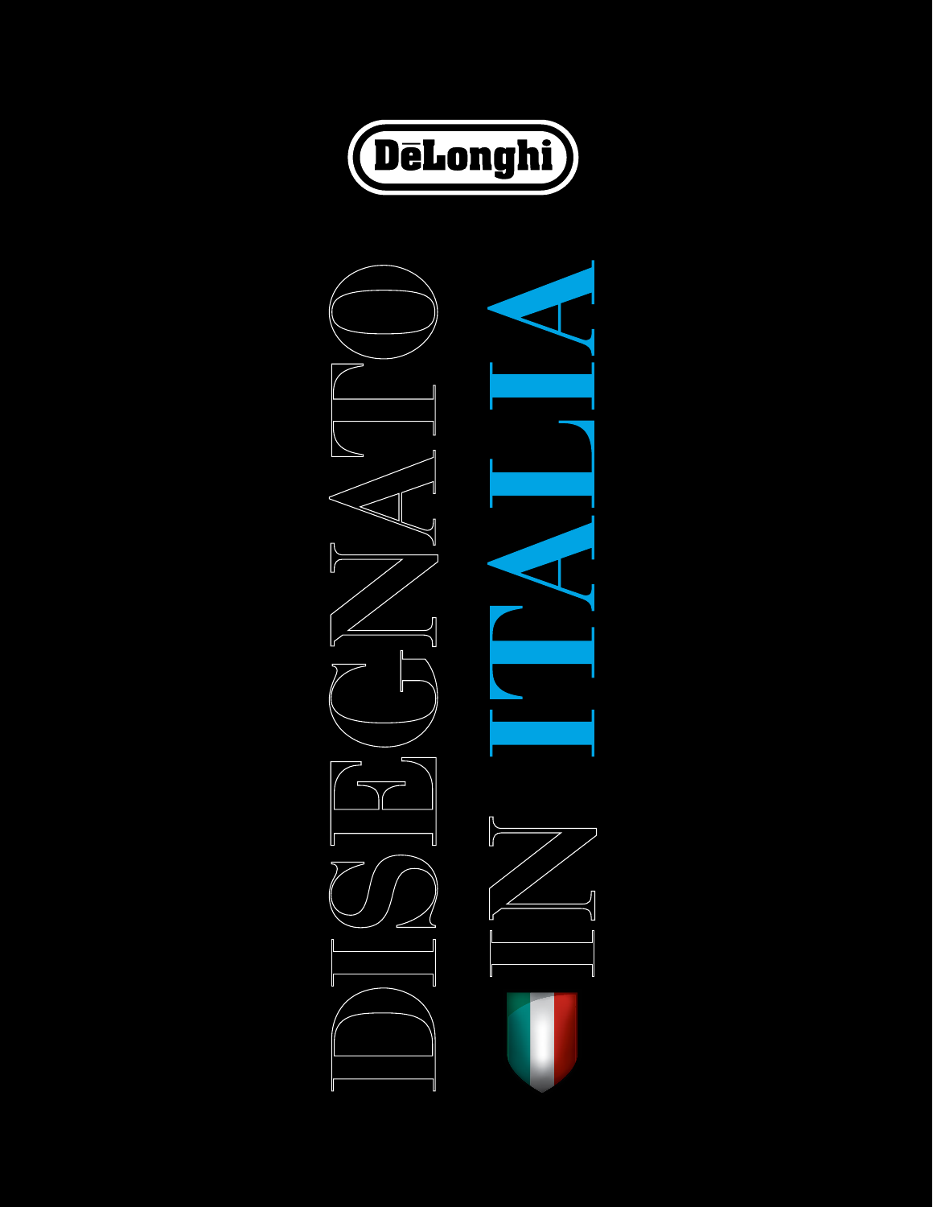DēLonghi

# DISEGNATO IN ITALIA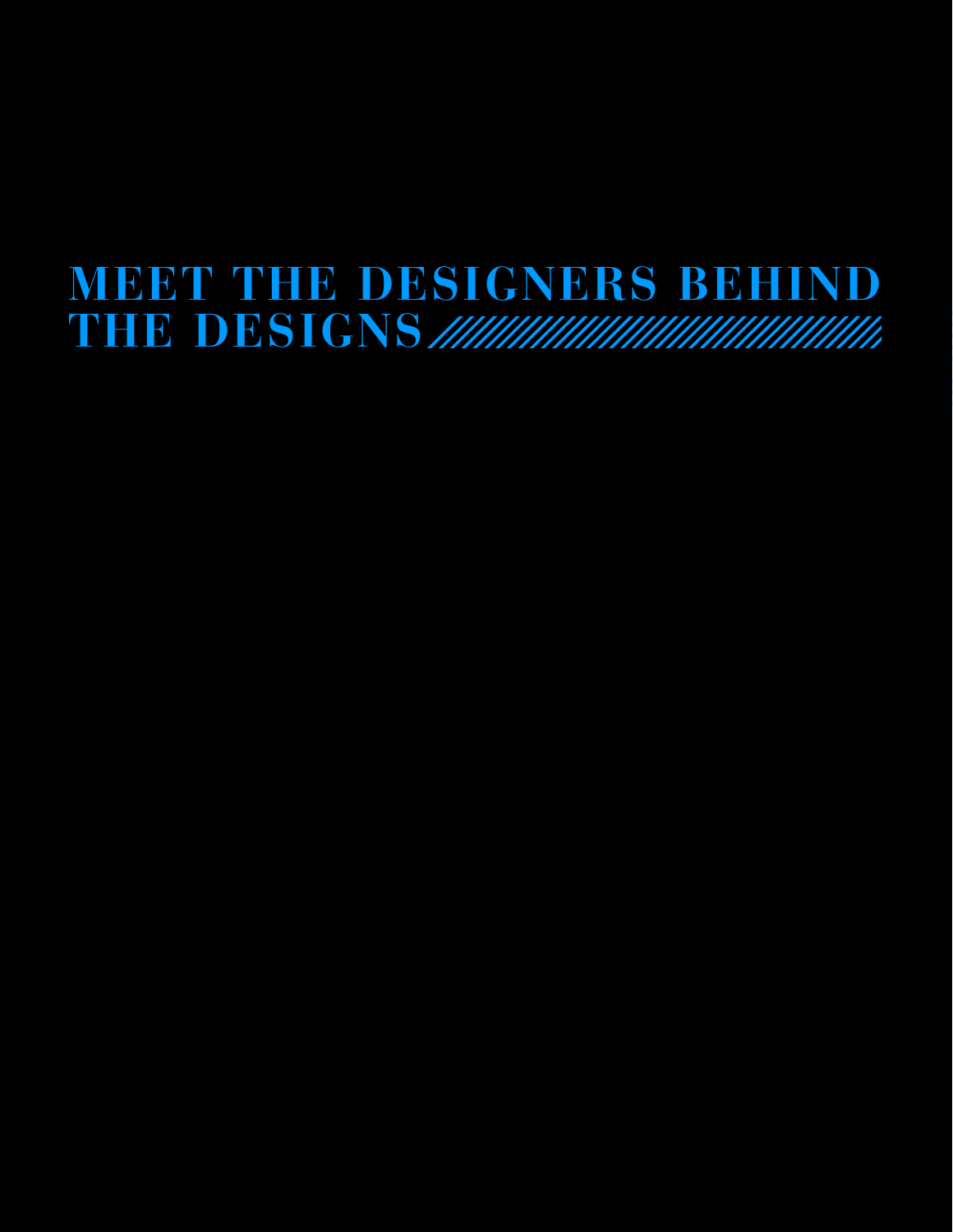# MEET THE DESIGNERS BEHIND THE DESIGNS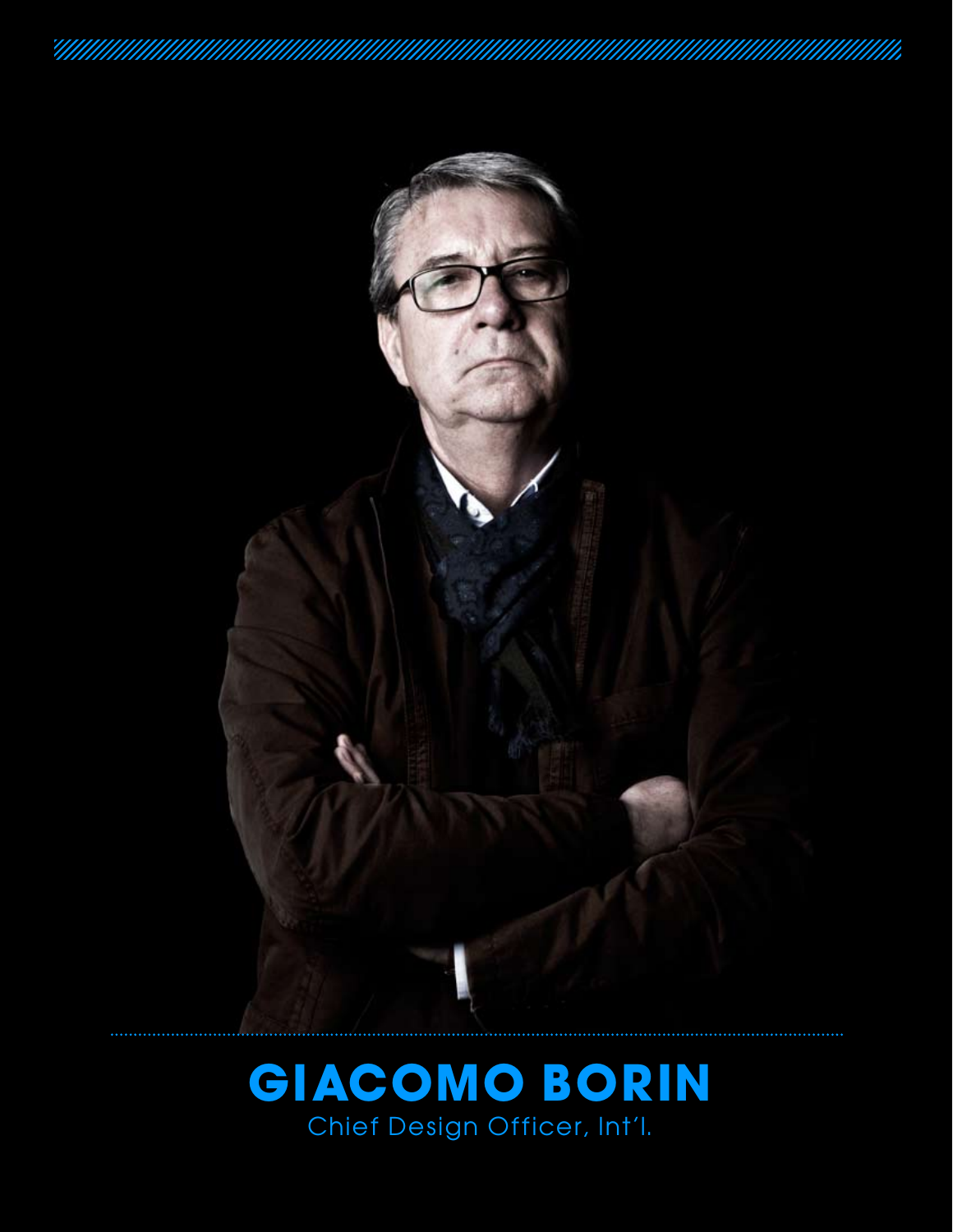# GIACOMO BORIN

Chief Design Officer, Int'l.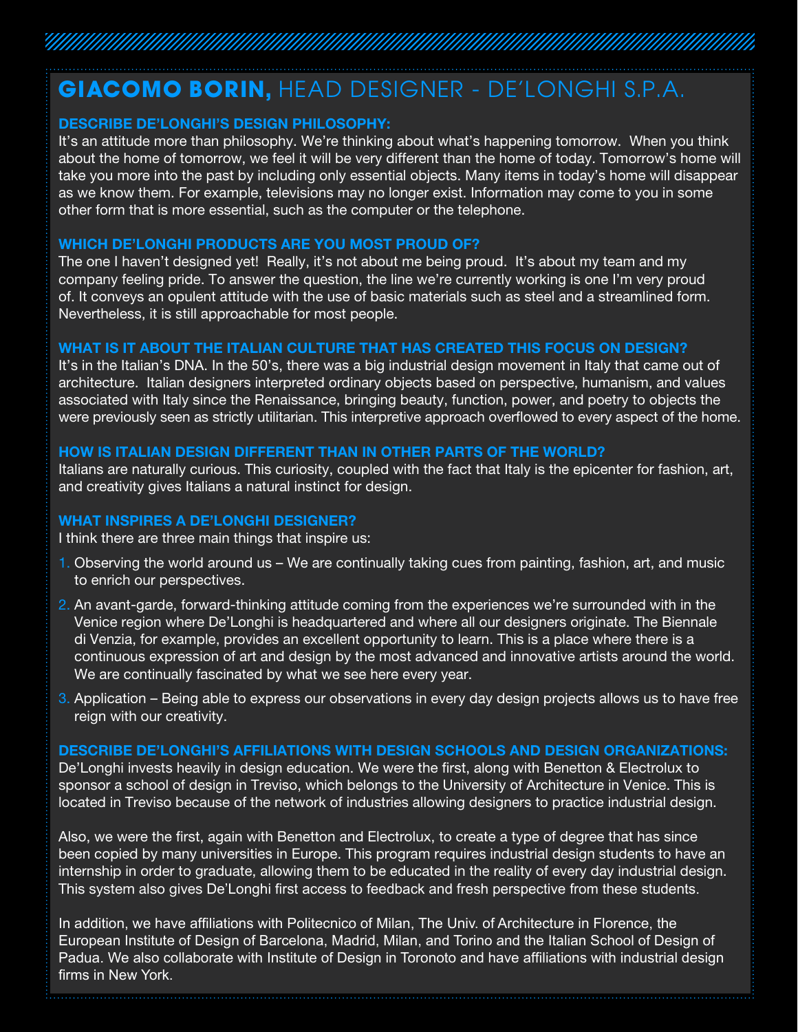# GIACOMO BORIN, HEAD DESIGNER - DE'LONGHI S.P.A.

### DESCRIBE DE'LONGHI'S DESIGN PHILOSOPHY:

It's an attitude more than philosophy. We're thinking about what's happening tomorrow. When you think about the home of tomorrow, we feel it will be very different than the home of today. Tomorrow's home will take you more into the past by including only essential objects. Many items in today's home will disappear as we know them. For example, televisions may no longer exist. Information may come to you in some other form that is more essential, such as the computer or the telephone.

### WHICH DE'LONGHI PRODUCTS ARE YOU MOST PROUD OF?

The one I haven't designed yet! Really, it's not about me being proud. It's about my team and my company feeling pride. To answer the question, the line we're currently working is one I'm very proud of. It conveys an opulent attitude with the use of basic materials such as steel and a streamlined form. Nevertheless, it is still approachable for most people.

### WHAT IS IT ABOUT THE ITALIAN CULTURE THAT HAS CREATED THIS FOCUS ON DESIGN?

It's in the Italian's DNA. In the 50's, there was a big industrial design movement in Italy that came out of architecture. Italian designers interpreted ordinary objects based on perspective, humanism, and values associated with Italy since the Renaissance, bringing beauty, function, power, and poetry to objects the were previously seen as strictly utilitarian. This interpretive approach overflowed to every aspect of the home.

### HOW IS ITALIAN DESIGN DIFFERENT THAN IN OTHER PARTS OF THE WORLD?

Italians are naturally curious. This curiosity, coupled with the fact that Italy is the epicenter for fashion, art, and creativity gives Italians a natural instinct for design.

### WHAT INSPIRES A DE'LONGHI DESIGNER?

I think there are three main things that inspire us:

1. Observing the world around us – We are continually taking cues from painting, fashion, art, and music to enrich our perspectives.
2. An avant-garde, forward-thinking attitude coming from the experiences we're surrounded with in the Venice region where De'Longhi is headquartered and where all our designers originate. The Biennale di Venzia, for example, provides an excellent opportunity to learn. This is a place where there is a continuous expression of art and design by the most advanced and innovative artists around the world. We are continually fascinated by what we see here every year.
3. Application – Being able to express our observations in every day design projects allows us to have free reign with our creativity.

### DESCRIBE DE'LONGHI'S AFFILIATIONS WITH DESIGN SCHOOLS AND DESIGN ORGANIZATIONS:

De'Longhi invests heavily in design education. We were the first, along with Benetton & Electrolux to sponsor a school of design in Treviso, which belongs to the University of Architecture in Venice. This is located in Treviso because of the network of industries allowing designers to practice industrial design.

Also, we were the first, again with Benetton and Electrolux, to create a type of degree that has since been copied by many universities in Europe. This program requires industrial design students to have an internship in order to graduate, allowing them to be educated in the reality of every day industrial design. This system also gives De'Longhi first access to feedback and fresh perspective from these students.

In addition, we have affiliations with Politecnico of Milan, The Univ. of Architecture in Florence, the European Institute of Design of Barcelona, Madrid, Milan, and Torino and the Italian School of Design of Padua. We also collaborate with Institute of Design in Toronoto and have affiliations with industrial design firms in New York.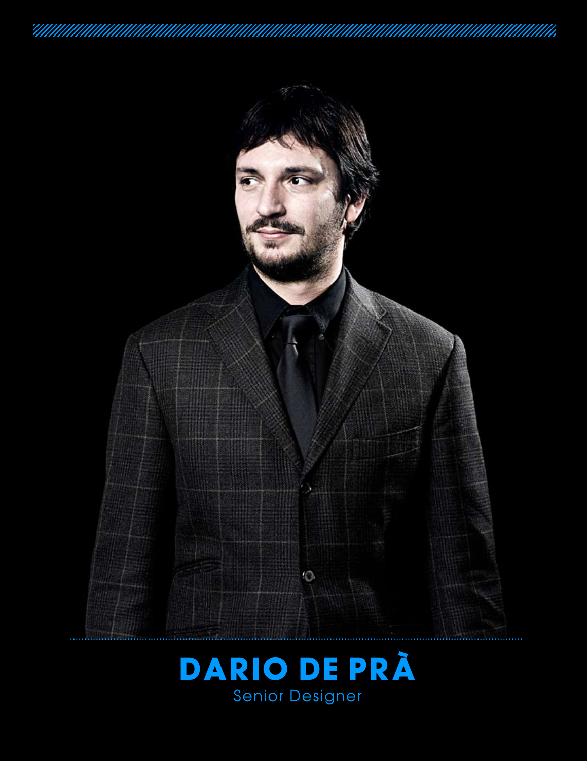# DARIO DE PRÀ

Senior Designer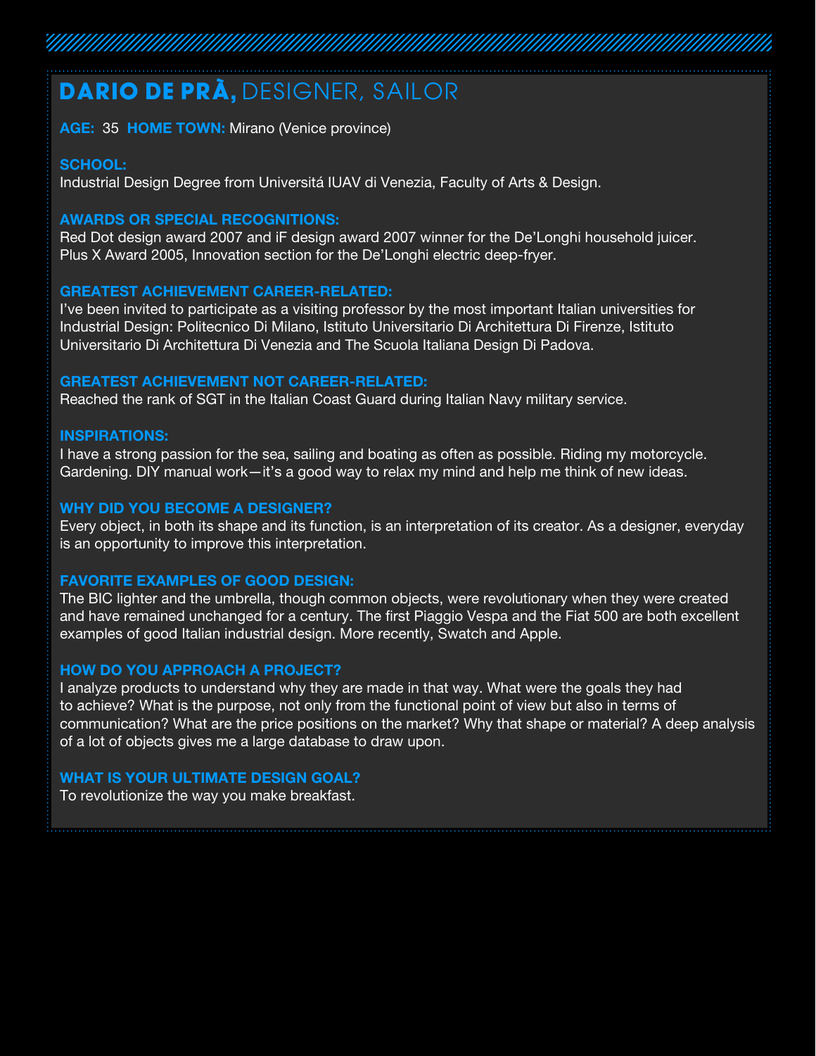# DARIO DE PRÀ, DESIGNER, SAILOR

**AGE:** 35 **HOME TOWN:** Mirano (Venice province)

**SCHOOL:**
Industrial Design Degree from Universitá IUAV di Venezia, Faculty of Arts & Design.

**AWARDS OR SPECIAL RECOGNITIONS:**
Red Dot design award 2007 and iF design award 2007 winner for the De'Longhi household juicer.
Plus X Award 2005, Innovation section for the De'Longhi electric deep-fryer.

**GREATEST ACHIEVEMENT CAREER-RELATED:**
I've been invited to participate as a visiting professor by the most important Italian universities for Industrial Design: Politecnico Di Milano, Istituto Universitario Di Architettura Di Firenze, Istituto Universitario Di Architettura Di Venezia and The Scuola Italiana Design Di Padova.

**GREATEST ACHIEVEMENT NOT CAREER-RELATED:**
Reached the rank of SGT in the Italian Coast Guard during Italian Navy military service.

**INSPIRATIONS:**
I have a strong passion for the sea, sailing and boating as often as possible. Riding my motorcycle. Gardening. DIY manual work—it's a good way to relax my mind and help me think of new ideas.

**WHY DID YOU BECOME A DESIGNER?**
Every object, in both its shape and its function, is an interpretation of its creator. As a designer, everyday is an opportunity to improve this interpretation.

**FAVORITE EXAMPLES OF GOOD DESIGN:**
The BIC lighter and the umbrella, though common objects, were revolutionary when they were created and have remained unchanged for a century. The first Piaggio Vespa and the Fiat 500 are both excellent examples of good Italian industrial design. More recently, Swatch and Apple.

**HOW DO YOU APPROACH A PROJECT?**
I analyze products to understand why they are made in that way. What were the goals they had to achieve? What is the purpose, not only from the functional point of view but also in terms of communication? What are the price positions on the market? Why that shape or material? A deep analysis of a lot of objects gives me a large database to draw upon.

**WHAT IS YOUR ULTIMATE DESIGN GOAL?**
To revolutionize the way you make breakfast.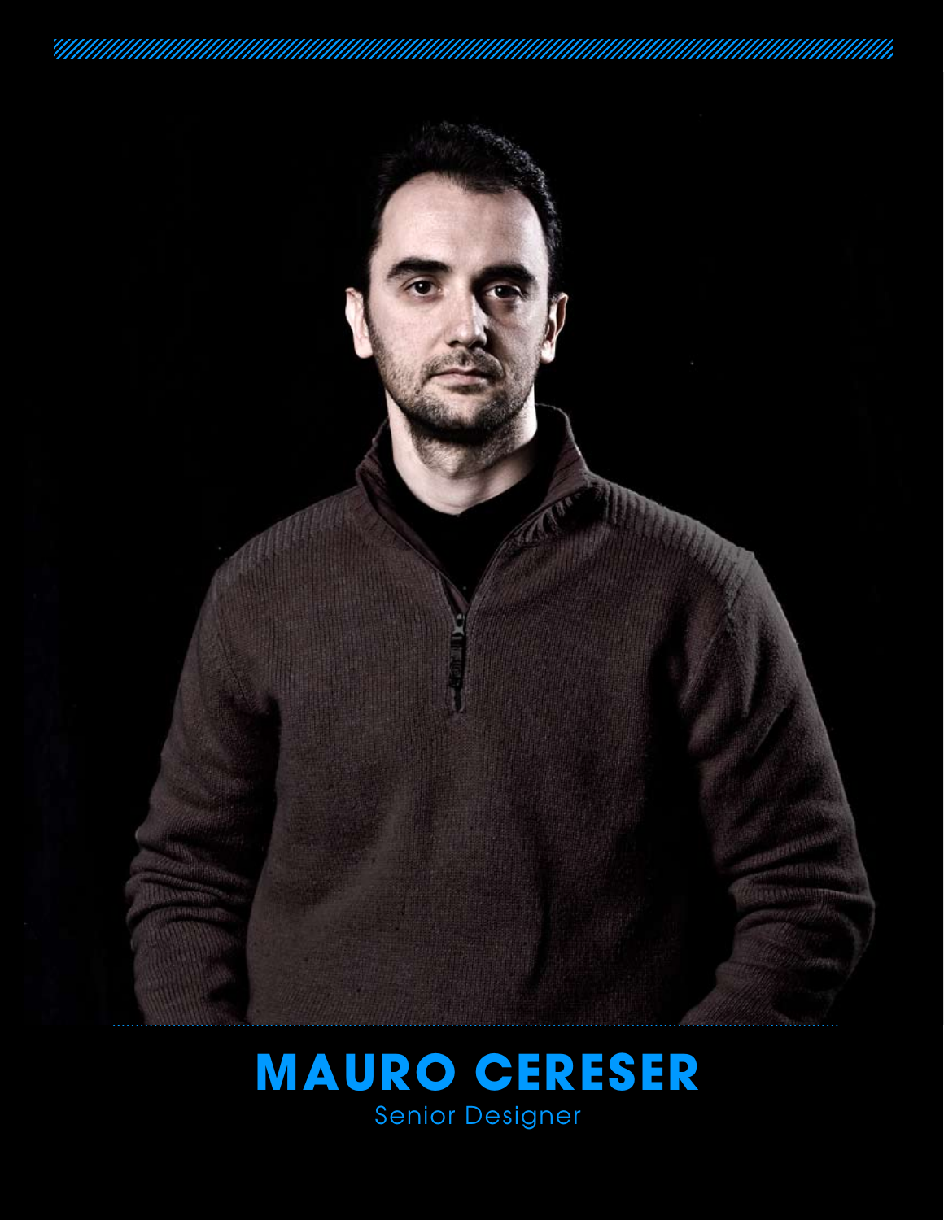# MAURO CERESER

Senior Designer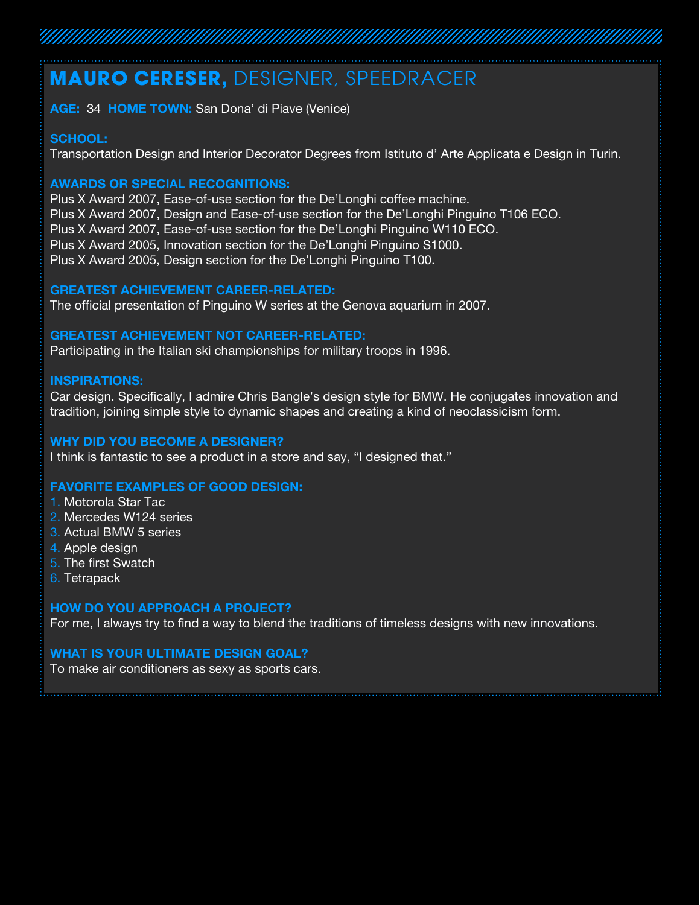# MAURO CERESER, DESIGNER, SPEEDRACER

**AGE:** 34 **HOME TOWN:** San Dona' di Piave (Venice)

**SCHOOL:**
Transportation Design and Interior Decorator Degrees from Istituto d' Arte Applicata e Design in Turin.

**AWARDS OR SPECIAL RECOGNITIONS:**
Plus X Award 2007, Ease-of-use section for the De'Longhi coffee machine.
Plus X Award 2007, Design and Ease-of-use section for the De'Longhi Pinguino T106 ECO.
Plus X Award 2007, Ease-of-use section for the De'Longhi Pinguino W110 ECO.
Plus X Award 2005, Innovation section for the De'Longhi Pinguino S1000.
Plus X Award 2005, Design section for the De'Longhi Pinguino T100.

**GREATEST ACHIEVEMENT CAREER-RELATED:**
The official presentation of Pinguino W series at the Genova aquarium in 2007.

**GREATEST ACHIEVEMENT NOT CAREER-RELATED:**
Participating in the Italian ski championships for military troops in 1996.

**INSPIRATIONS:**
Car design. Specifically, I admire Chris Bangle's design style for BMW. He conjugates innovation and tradition, joining simple style to dynamic shapes and creating a kind of neoclassicism form.

**WHY DID YOU BECOME A DESIGNER?**
I think is fantastic to see a product in a store and say, "I designed that."

**FAVORITE EXAMPLES OF GOOD DESIGN:**
1. Motorola Star Tac
2. Mercedes W124 series
3. Actual BMW 5 series
4. Apple design
5. The first Swatch
6. Tetrapack

**HOW DO YOU APPROACH A PROJECT?**
For me, I always try to find a way to blend the traditions of timeless designs with new innovations.

**WHAT IS YOUR ULTIMATE DESIGN GOAL?**
To make air conditioners as sexy as sports cars.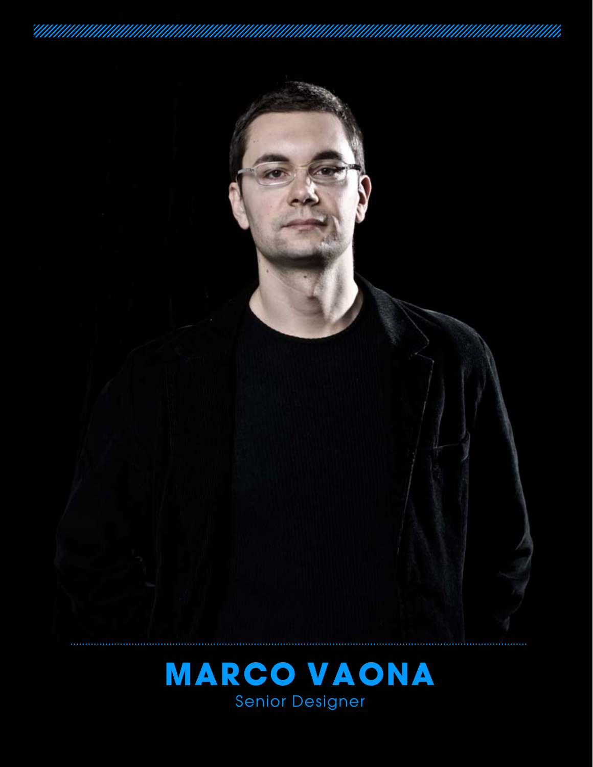# MARCO VAONA

Senior Designer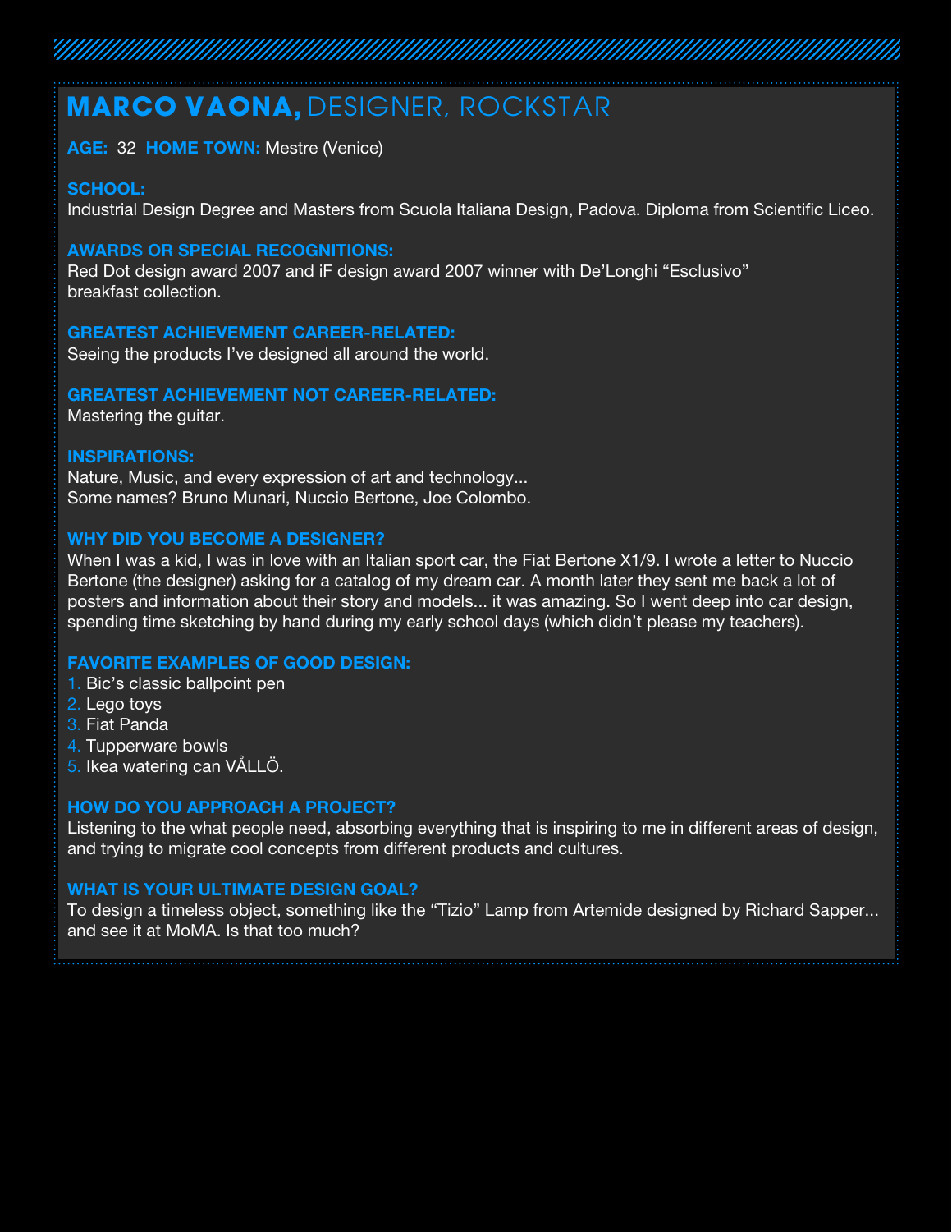## **MARCO VAONA,** DESIGNER, ROCKSTAR

**AGE:** 32 **HOME TOWN:** Mestre (Venice)

**SCHOOL:**
Industrial Design Degree and Masters from Scuola Italiana Design, Padova. Diploma from Scientific Liceo.

**AWARDS OR SPECIAL RECOGNITIONS:**
Red Dot design award 2007 and iF design award 2007 winner with De'Longhi "Esclusivo" breakfast collection.

**GREATEST ACHIEVEMENT CAREER-RELATED:**
Seeing the products I've designed all around the world.

**GREATEST ACHIEVEMENT NOT CAREER-RELATED:**
Mastering the guitar.

**INSPIRATIONS:**
Nature, Music, and every expression of art and technology...
Some names? Bruno Munari, Nuccio Bertone, Joe Colombo.

**WHY DID YOU BECOME A DESIGNER?**
When I was a kid, I was in love with an Italian sport car, the Fiat Bertone X1/9. I wrote a letter to Nuccio Bertone (the designer) asking for a catalog of my dream car. A month later they sent me back a lot of posters and information about their story and models... it was amazing. So I went deep into car design, spending time sketching by hand during my early school days (which didn't please my teachers).

**FAVORITE EXAMPLES OF GOOD DESIGN:**
1. Bic's classic ballpoint pen
2. Lego toys
3. Fiat Panda
4. Tupperware bowls
5. Ikea watering can VÅLLÖ.

**HOW DO YOU APPROACH A PROJECT?**
Listening to the what people need, absorbing everything that is inspiring to me in different areas of design, and trying to migrate cool concepts from different products and cultures.

**WHAT IS YOUR ULTIMATE DESIGN GOAL?**
To design a timeless object, something like the "Tizio" Lamp from Artemide designed by Richard Sapper... and see it at MoMA. Is that too much?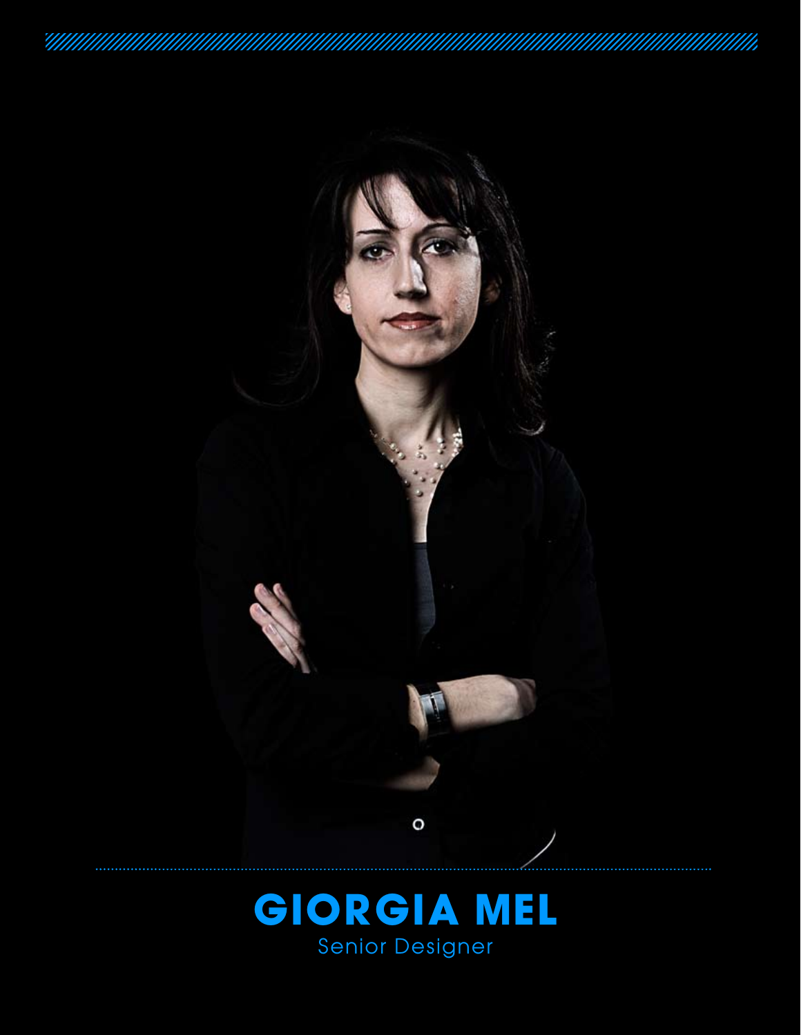# GIORGIA MEL

Senior Designer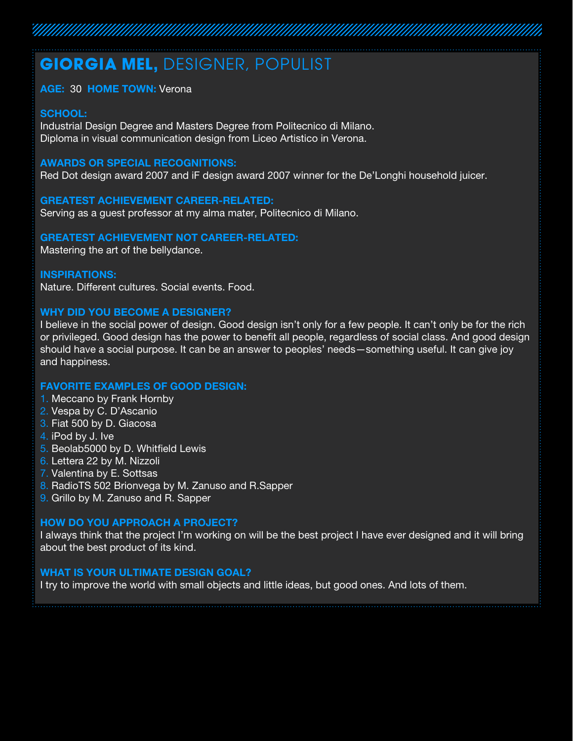# GIORGIA MEL, DESIGNER, POPULIST

**AGE:** 30 **HOME TOWN:** Verona

**SCHOOL:**
Industrial Design Degree and Masters Degree from Politecnico di Milano.
Diploma in visual communication design from Liceo Artistico in Verona.

**AWARDS OR SPECIAL RECOGNITIONS:**
Red Dot design award 2007 and iF design award 2007 winner for the De'Longhi household juicer.

**GREATEST ACHIEVEMENT CAREER-RELATED:**
Serving as a guest professor at my alma mater, Politecnico di Milano.

**GREATEST ACHIEVEMENT NOT CAREER-RELATED:**
Mastering the art of the bellydance.

**INSPIRATIONS:**
Nature. Different cultures. Social events. Food.

**WHY DID YOU BECOME A DESIGNER?**
I believe in the social power of design. Good design isn't only for a few people. It can't only be for the rich or privileged. Good design has the power to benefit all people, regardless of social class. And good design should have a social purpose. It can be an answer to peoples' needs—something useful. It can give joy and happiness.

**FAVORITE EXAMPLES OF GOOD DESIGN:**
1. Meccano by Frank Hornby
2. Vespa by C. D'Ascanio
3. Fiat 500 by D. Giacosa
4. iPod by J. Ive
5. Beolab5000 by D. Whitfield Lewis
6. Lettera 22 by M. Nizzoli
7. Valentina by E. Sottsas
8. RadioTS 502 Brionvega by M. Zanuso and R.Sapper
9. Grillo by M. Zanuso and R. Sapper

**HOW DO YOU APPROACH A PROJECT?**
I always think that the project I'm working on will be the best project I have ever designed and it will bring about the best product of its kind.

**WHAT IS YOUR ULTIMATE DESIGN GOAL?**
I try to improve the world with small objects and little ideas, but good ones. And lots of them.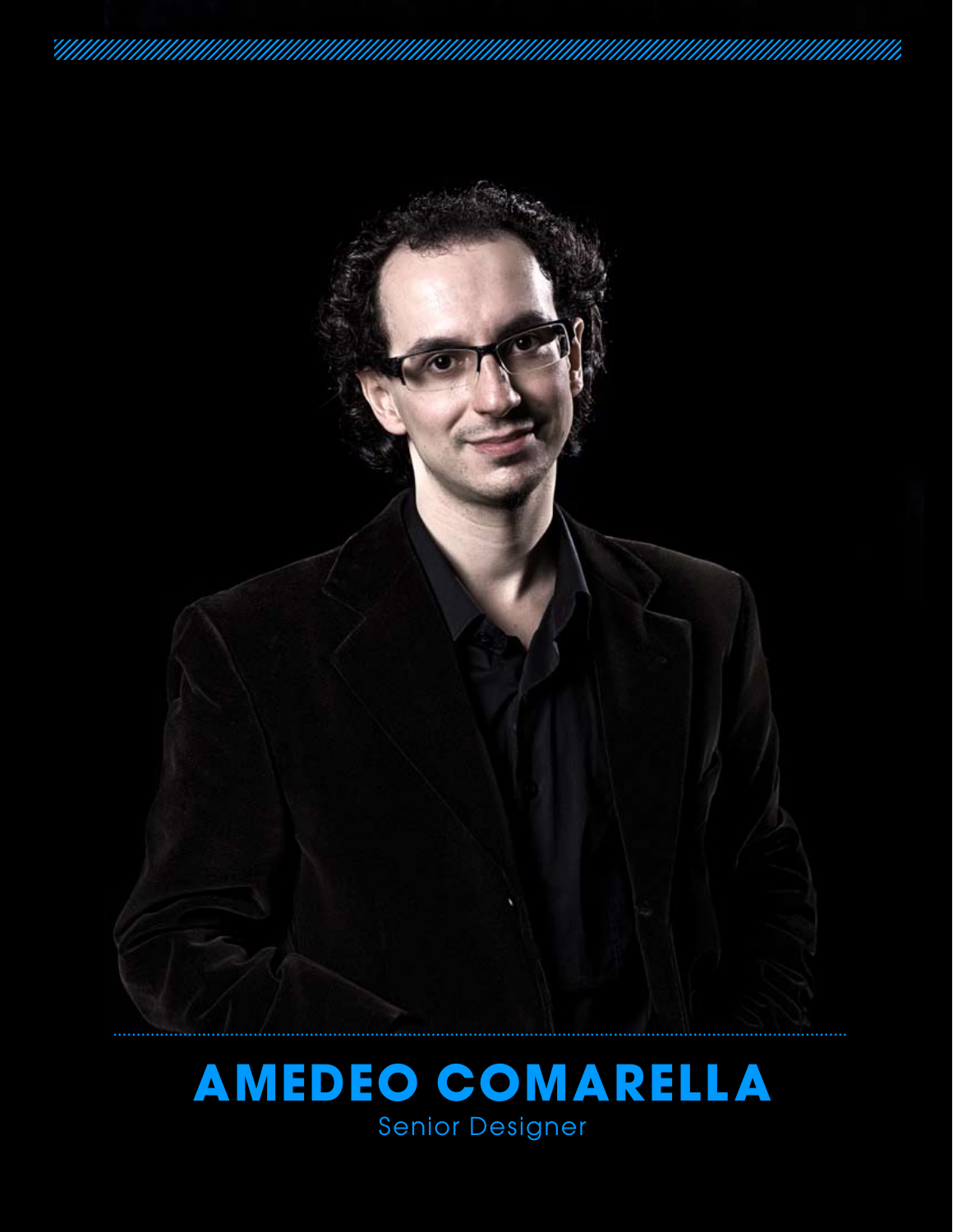# AMEDEO COMARELLA

Senior Designer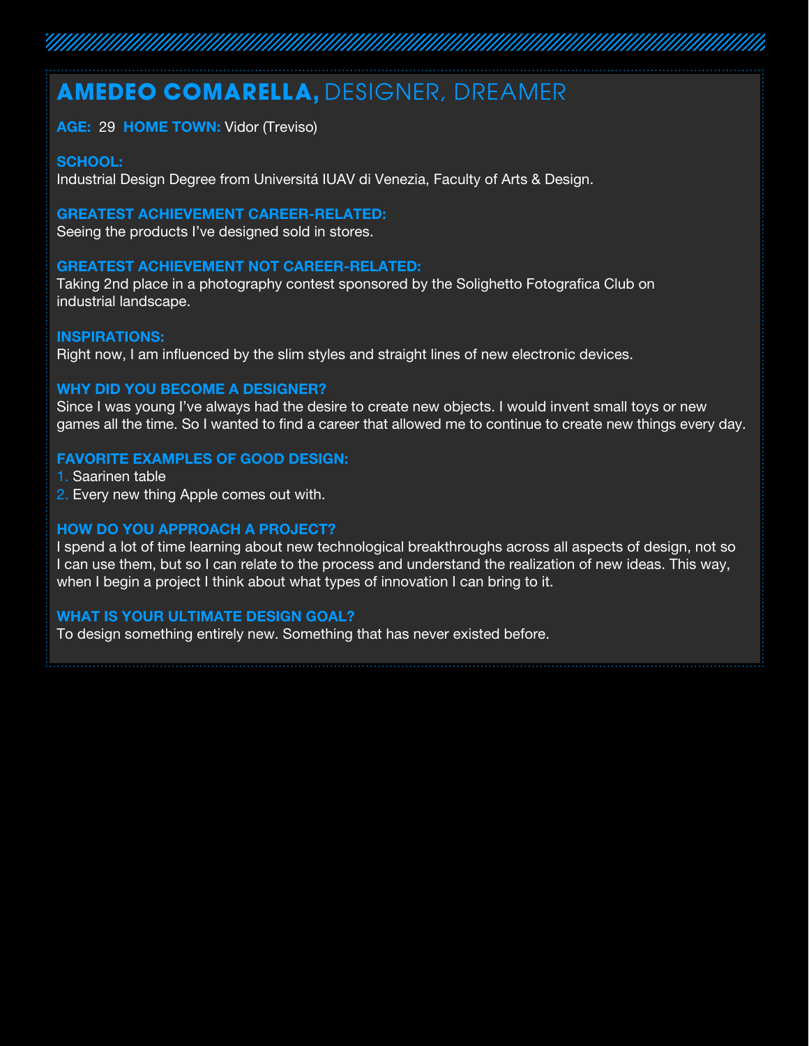# AMEDEO COMARELLA, DESIGNER, DREAMER

**AGE:** 29 **HOME TOWN:** Vidor (Treviso)

**SCHOOL:**
Industrial Design Degree from Universitá IUAV di Venezia, Faculty of Arts & Design.

**GREATEST ACHIEVEMENT CAREER-RELATED:**
Seeing the products I've designed sold in stores.

**GREATEST ACHIEVEMENT NOT CAREER-RELATED:**
Taking 2nd place in a photography contest sponsored by the Solighetto Fotografica Club on industrial landscape.

**INSPIRATIONS:**
Right now, I am influenced by the slim styles and straight lines of new electronic devices.

**WHY DID YOU BECOME A DESIGNER?**
Since I was young I've always had the desire to create new objects. I would invent small toys or new games all the time. So I wanted to find a career that allowed me to continue to create new things every day.

**FAVORITE EXAMPLES OF GOOD DESIGN:**
1. Saarinen table
2. Every new thing Apple comes out with.

**HOW DO YOU APPROACH A PROJECT?**
I spend a lot of time learning about new technological breakthroughs across all aspects of design, not so I can use them, but so I can relate to the process and understand the realization of new ideas. This way, when I begin a project I think about what types of innovation I can bring to it.

**WHAT IS YOUR ULTIMATE DESIGN GOAL?**
To design something entirely new. Something that has never existed before.